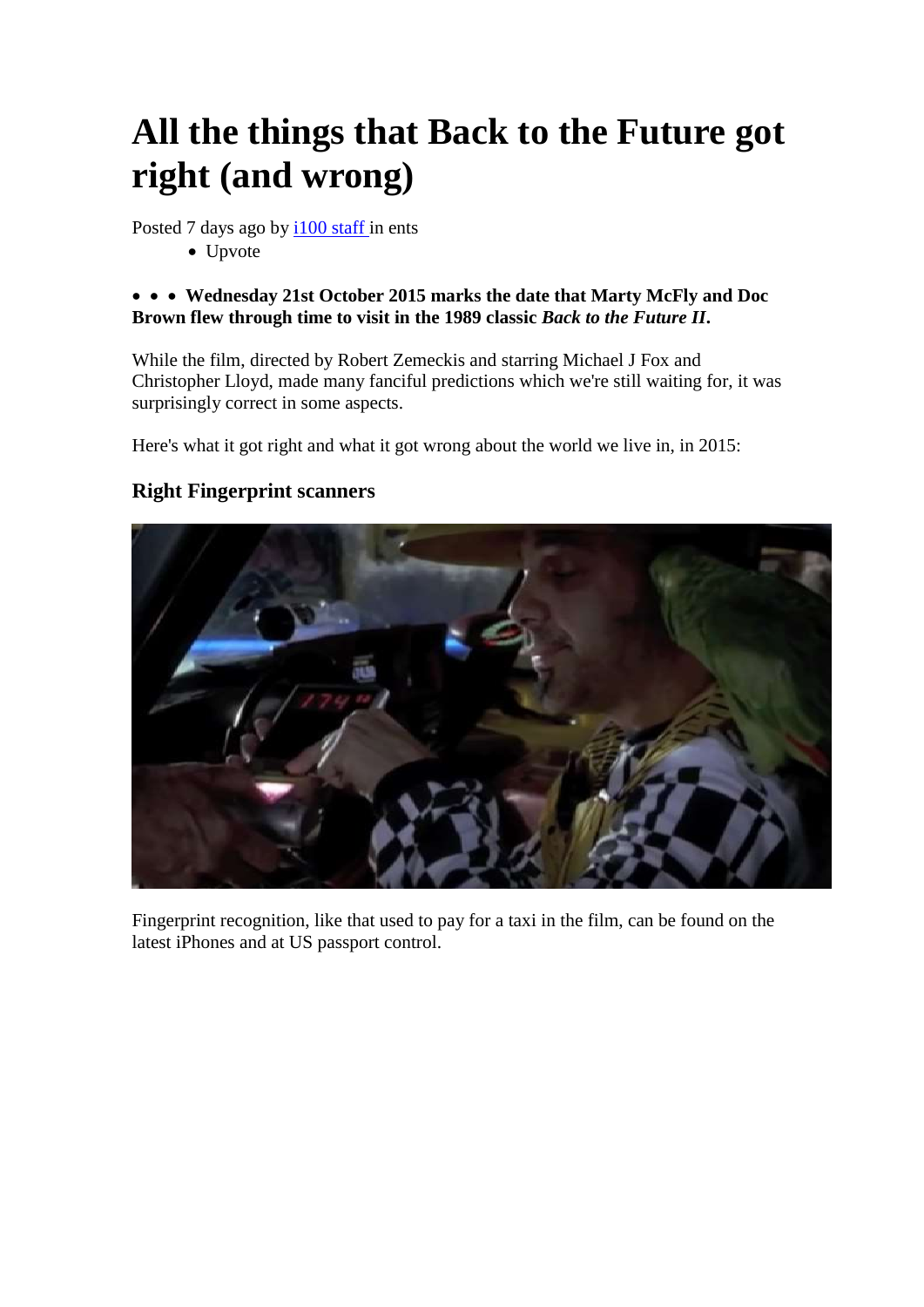# All the things that Back to the Future got right (and wrong)

Posted 7 days ago by i100 staff in ents

- Upvote

- - - **Wednesday 21st October 2015 marks the date that Marty McFly and Doc Brown flew through time to visit in the 1989 classic *Back to the Future II*.**

While the film, directed by Robert Zemeckis and starring Michael J Fox and Christopher Lloyd, made many fanciful predictions which we're still waiting for, it was surprisingly correct in some aspects.

Here's what it got right and what it got wrong about the world we live in, in 2015:

### Right Fingerprint scanners

Fingerprint recognition, like that used to pay for a taxi in the film, can be found on the latest iPhones and at US passport control.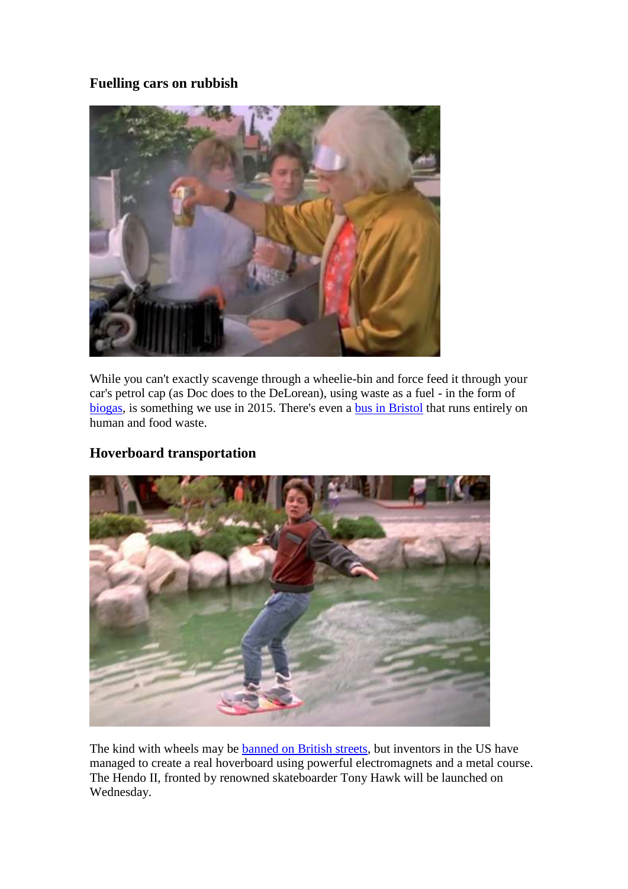### Fuelling cars on rubbish

While you can't exactly scavenge through a wheelie-bin and force feed it through your car's petrol cap (as Doc does to the DeLorean), using waste as a fuel - in the form of biogas, is something we use in 2015. There's even a bus in Bristol that runs entirely on human and food waste.

### Hoverboard transportation

The kind with wheels may be banned on British streets, but inventors in the US have managed to create a real hoverboard using powerful electromagnets and a metal course. The Hendo II, fronted by renowned skateboarder Tony Hawk will be launched on Wednesday.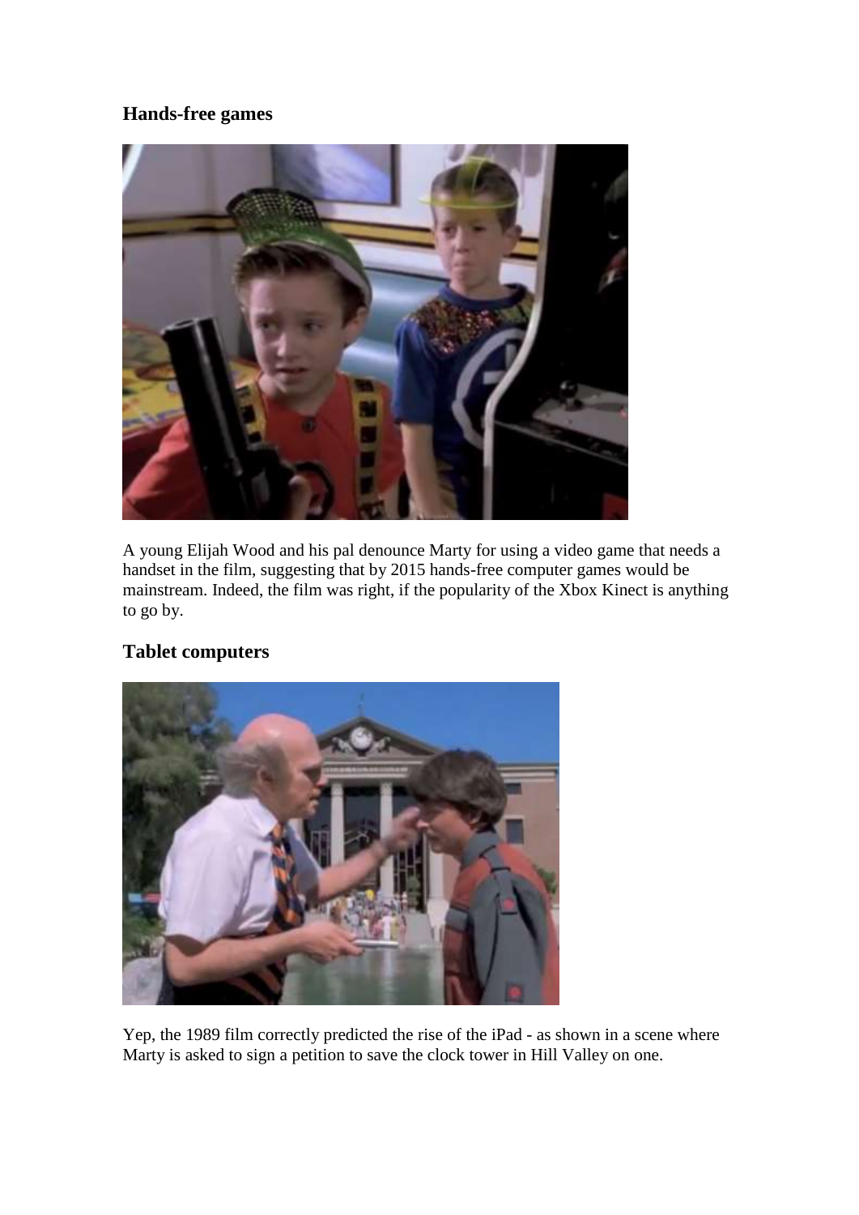## Hands-free games

A young Elijah Wood and his pal denounce Marty for using a video game that needs a handset in the film, suggesting that by 2015 hands-free computer games would be mainstream. Indeed, the film was right, if the popularity of the Xbox Kinect is anything to go by.

## Tablet computers

Yep, the 1989 film correctly predicted the rise of the iPad - as shown in a scene where Marty is asked to sign a petition to save the clock tower in Hill Valley on one.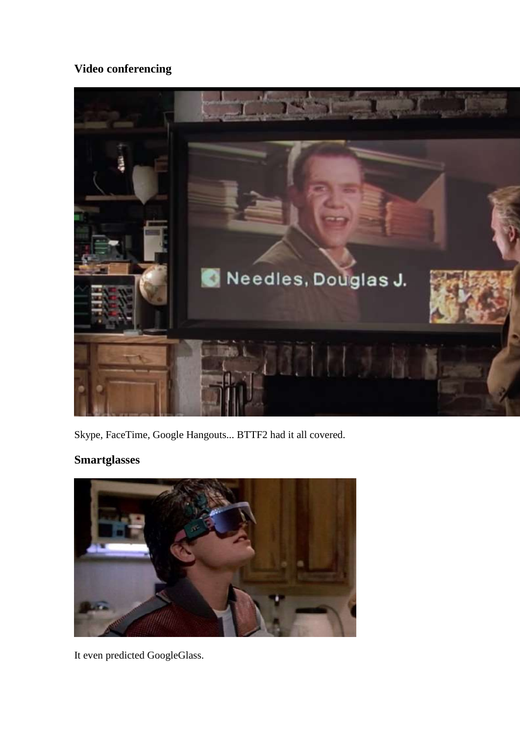## Video conferencing

Skype, FaceTime, Google Hangouts... BTTF2 had it all covered.

## Smartglasses

It even predicted GoogleGlass.